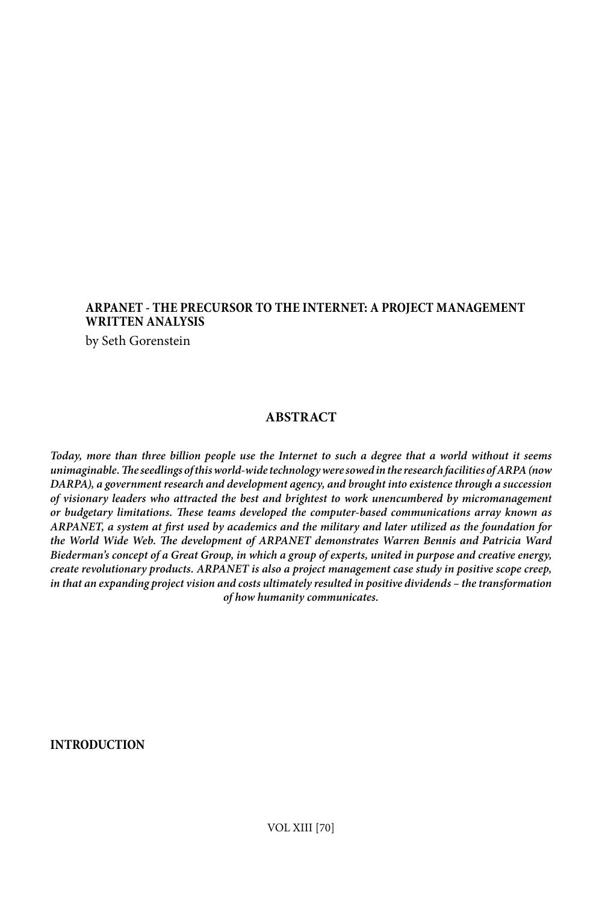# ARPANET - THE PRECURSOR TO THE INTERNET: A PROJECT MANAGEMENT WRITTEN ANALYSIS

by Seth Gorenstein

## ABSTRACT

***Today, more than three billion people use the Internet to such a degree that a world without it seems unimaginable. The seedlings of this world-wide technology were sowed in the research facilities of ARPA (now DARPA), a government research and development agency, and brought into existence through a succession of visionary leaders who attracted the best and brightest to work unencumbered by micromanagement or budgetary limitations. These teams developed the computer-based communications array known as ARPANET, a system at first used by academics and the military and later utilized as the foundation for the World Wide Web. The development of ARPANET demonstrates Warren Bennis and Patricia Ward Biederman's concept of a Great Group, in which a group of experts, united in purpose and creative energy, create revolutionary products. ARPANET is also a project management case study in positive scope creep, in that an expanding project vision and costs ultimately resulted in positive dividends – the transformation of how humanity communicates.***

## INTRODUCTION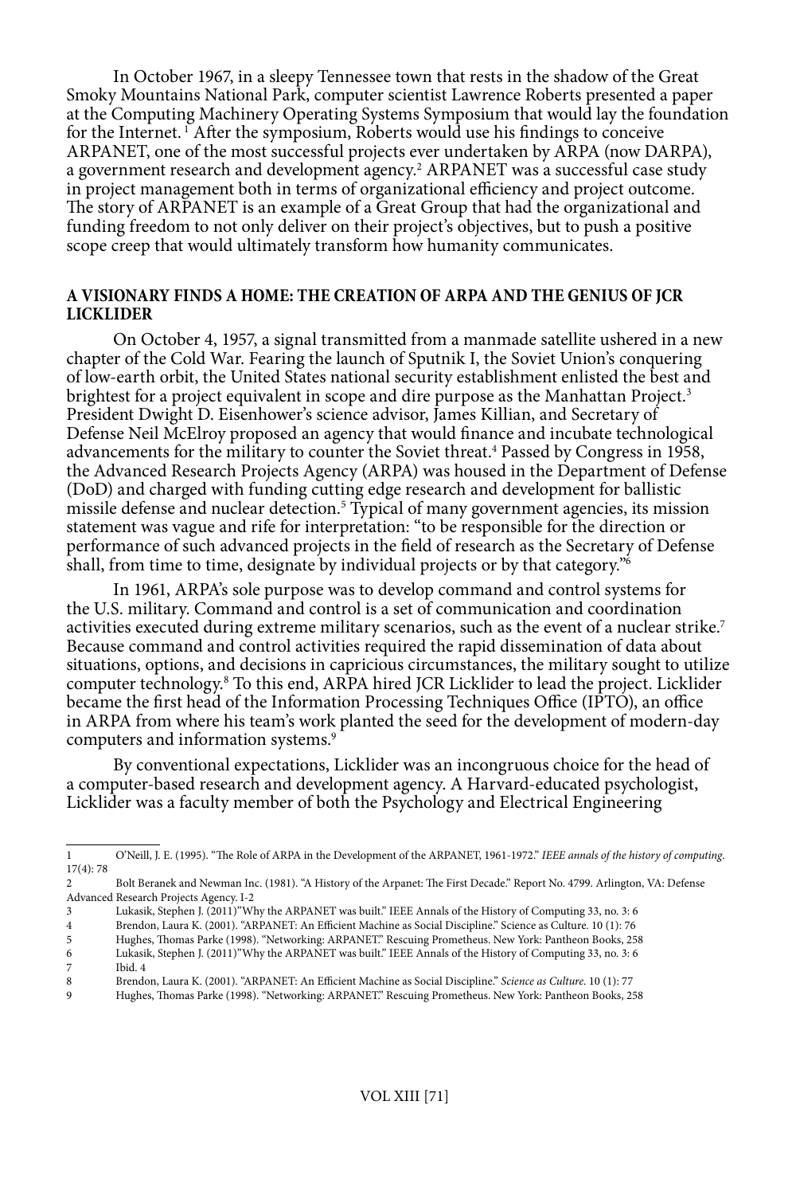In October 1967, in a sleepy Tennessee town that rests in the shadow of the Great Smoky Mountains National Park, computer scientist Lawrence Roberts presented a paper at the Computing Machinery Operating Systems Symposium that would lay the foundation for the Internet.[1] After the symposium, Roberts would use his findings to conceive ARPANET, one of the most successful projects ever undertaken by ARPA (now DARPA), a government research and development agency.[2] ARPANET was a successful case study in project management both in terms of organizational efficiency and project outcome. The story of ARPANET is an example of a Great Group that had the organizational and funding freedom to not only deliver on their project's objectives, but to push a positive scope creep that would ultimately transform how humanity communicates.

## A VISIONARY FINDS A HOME: THE CREATION OF ARPA AND THE GENIUS OF JCR LICKLIDER

On October 4, 1957, a signal transmitted from a manmade satellite ushered in a new chapter of the Cold War. Fearing the launch of Sputnik I, the Soviet Union's conquering of low-earth orbit, the United States national security establishment enlisted the best and brightest for a project equivalent in scope and dire purpose as the Manhattan Project.[3] President Dwight D. Eisenhower's science advisor, James Killian, and Secretary of Defense Neil McElroy proposed an agency that would finance and incubate technological advancements for the military to counter the Soviet threat.[4] Passed by Congress in 1958, the Advanced Research Projects Agency (ARPA) was housed in the Department of Defense (DoD) and charged with funding cutting edge research and development for ballistic missile defense and nuclear detection.[5] Typical of many government agencies, its mission statement was vague and rife for interpretation: "to be responsible for the direction or performance of such advanced projects in the field of research as the Secretary of Defense shall, from time to time, designate by individual projects or by that category."[6]

In 1961, ARPA's sole purpose was to develop command and control systems for the U.S. military. Command and control is a set of communication and coordination activities executed during extreme military scenarios, such as the event of a nuclear strike.[7] Because command and control activities required the rapid dissemination of data about situations, options, and decisions in capricious circumstances, the military sought to utilize computer technology.[8] To this end, ARPA hired JCR Licklider to lead the project. Licklider became the first head of the Information Processing Techniques Office (IPTO), an office in ARPA from where his team's work planted the seed for the development of modern-day computers and information systems.[9]

By conventional expectations, Licklider was an incongruous choice for the head of a computer-based research and development agency. A Harvard-educated psychologist, Licklider was a faculty member of both the Psychology and Electrical Engineering

---

1 O'Neill, J. E. (1995). "The Role of ARPA in the Development of the ARPANET, 1961-1972." *IEEE annals of the history of computing*. 17(4): 78

2 Bolt Beranek and Newman Inc. (1981). "A History of the Arpanet: The First Decade." Report No. 4799. Arlington, VA: Defense Advanced Research Projects Agency. I-2

3 Lukasik, Stephen J. (2011)"Why the ARPANET was built." IEEE Annals of the History of Computing 33, no. 3: 6

4 Brendon, Laura K. (2001). "ARPANET: An Efficient Machine as Social Discipline." Science as Culture. 10 (1): 76

5 Hughes, Thomas Parke (1998). "Networking: ARPANET." Rescuing Prometheus. New York: Pantheon Books, 258

6 Lukasik, Stephen J. (2011)"Why the ARPANET was built." IEEE Annals of the History of Computing 33, no. 3: 6

7 Ibid. 4

8 Brendon, Laura K. (2001). "ARPANET: An Efficient Machine as Social Discipline." *Science as Culture*. 10 (1): 77

9 Hughes, Thomas Parke (1998). "Networking: ARPANET." Rescuing Prometheus. New York: Pantheon Books, 258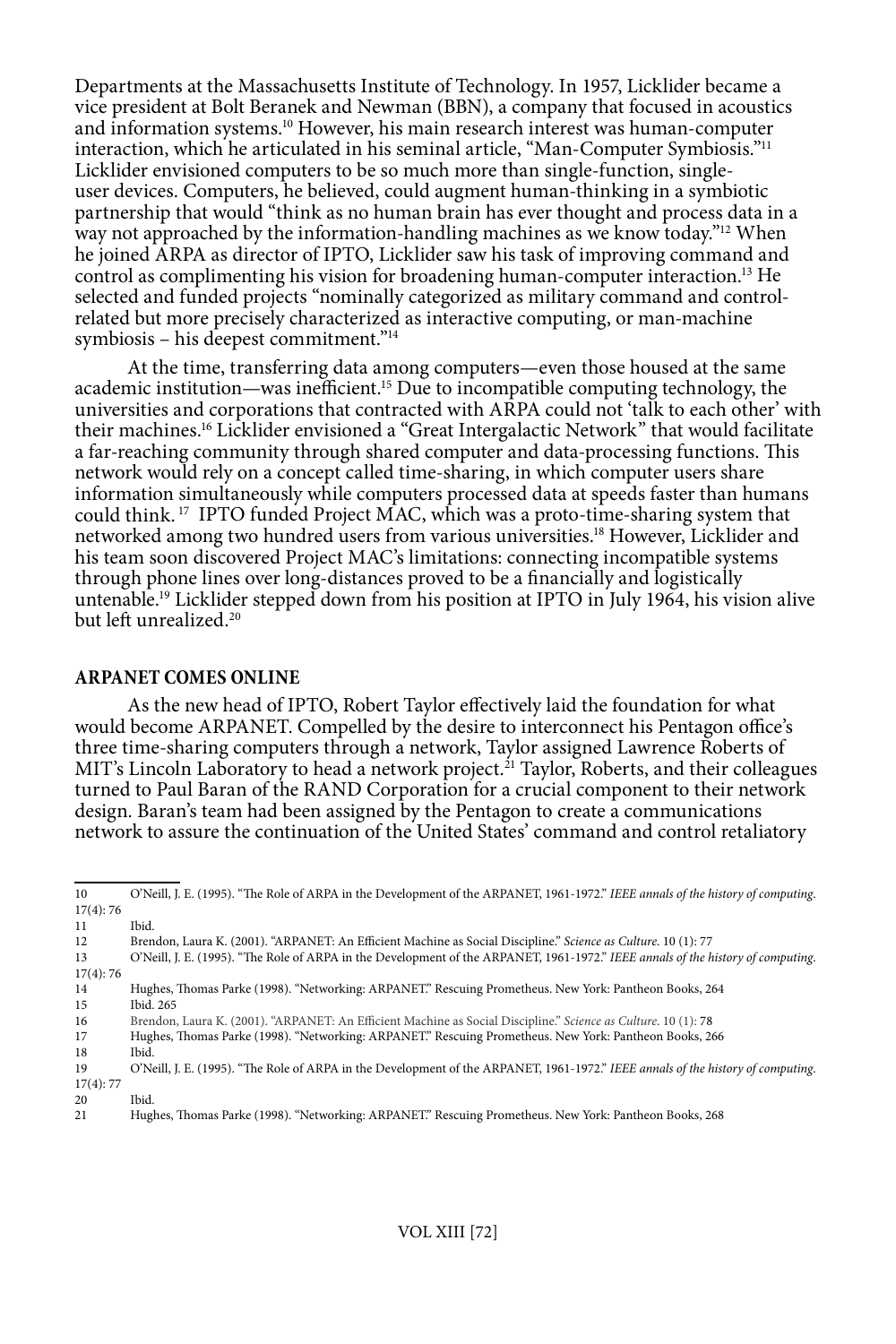Departments at the Massachusetts Institute of Technology. In 1957, Licklider became a vice president at Bolt Beranek and Newman (BBN), a company that focused in acoustics and information systems.[10] However, his main research interest was human-computer interaction, which he articulated in his seminal article, "Man-Computer Symbiosis."[11] Licklider envisioned computers to be so much more than single-function, single-user devices. Computers, he believed, could augment human-thinking in a symbiotic partnership that would "think as no human brain has ever thought and process data in a way not approached by the information-handling machines as we know today."[12] When he joined ARPA as director of IPTO, Licklider saw his task of improving command and control as complimenting his vision for broadening human-computer interaction.[13] He selected and funded projects "nominally categorized as military command and control-related but more precisely characterized as interactive computing, or man-machine symbiosis – his deepest commitment."[14]

At the time, transferring data among computers—even those housed at the same academic institution—was inefficient.[15] Due to incompatible computing technology, the universities and corporations that contracted with ARPA could not 'talk to each other' with their machines.[16] Licklider envisioned a "Great Intergalactic Network" that would facilitate a far-reaching community through shared computer and data-processing functions. This network would rely on a concept called time-sharing, in which computer users share information simultaneously while computers processed data at speeds faster than humans could think.[17] IPTO funded Project MAC, which was a proto-time-sharing system that networked among two hundred users from various universities.[18] However, Licklider and his team soon discovered Project MAC's limitations: connecting incompatible systems through phone lines over long-distances proved to be a financially and logistically untenable.[19] Licklider stepped down from his position at IPTO in July 1964, his vision alive but left unrealized.[20]

## ARPANET COMES ONLINE

As the new head of IPTO, Robert Taylor effectively laid the foundation for what would become ARPANET. Compelled by the desire to interconnect his Pentagon office's three time-sharing computers through a network, Taylor assigned Lawrence Roberts of MIT's Lincoln Laboratory to head a network project.[21] Taylor, Roberts, and their colleagues turned to Paul Baran of the RAND Corporation for a crucial component to their network design. Baran's team had been assigned by the Pentagon to create a communications network to assure the continuation of the United States' command and control retaliatory

---

10 O'Neill, J. E. (1995). "The Role of ARPA in the Development of the ARPANET, 1961-1972." *IEEE annals of the history of computing*. 17(4): 76

11 Ibid.

12 Brendon, Laura K. (2001). "ARPANET: An Efficient Machine as Social Discipline." *Science as Culture*. 10 (1): 77

13 O'Neill, J. E. (1995). "The Role of ARPA in the Development of the ARPANET, 1961-1972." *IEEE annals of the history of computing*. 17(4): 76

14 Hughes, Thomas Parke (1998). "Networking: ARPANET." Rescuing Prometheus. New York: Pantheon Books, 264

15 Ibid. 265

16 Brendon, Laura K. (2001). "ARPANET: An Efficient Machine as Social Discipline." *Science as Culture*. 10 (1): 78

17 Hughes, Thomas Parke (1998). "Networking: ARPANET." Rescuing Prometheus. New York: Pantheon Books, 266

18 Ibid.

19 O'Neill, J. E. (1995). "The Role of ARPA in the Development of the ARPANET, 1961-1972." *IEEE annals of the history of computing*. 17(4): 77

20 Ibid.

21 Hughes, Thomas Parke (1998). "Networking: ARPANET." Rescuing Prometheus. New York: Pantheon Books, 268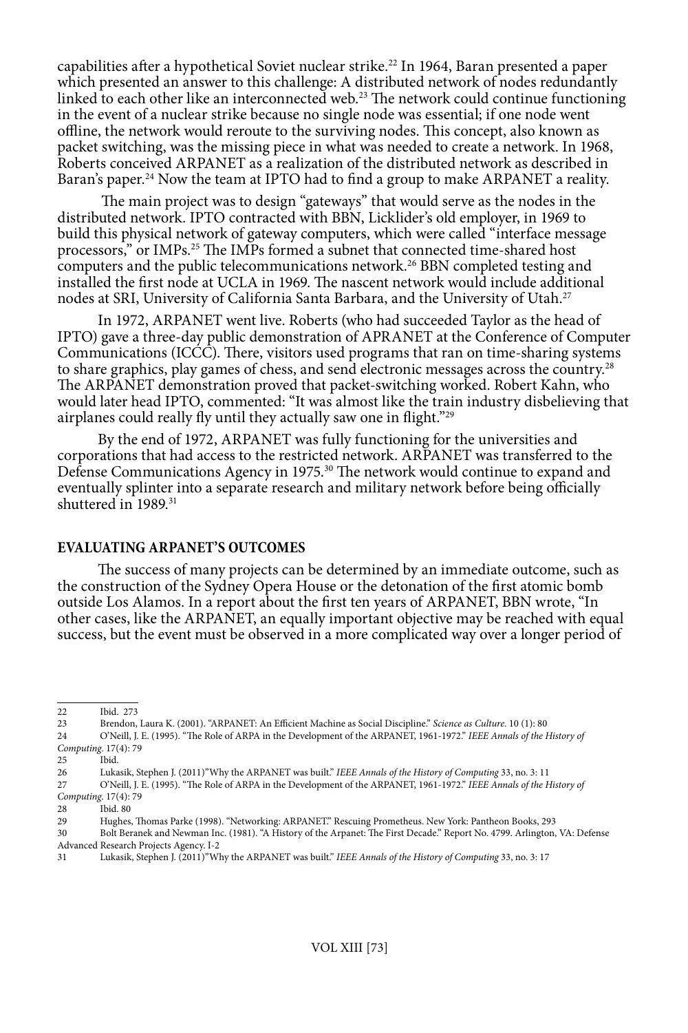capabilities after a hypothetical Soviet nuclear strike.[22] In 1964, Baran presented a paper which presented an answer to this challenge: A distributed network of nodes redundantly linked to each other like an interconnected web.[23] The network could continue functioning in the event of a nuclear strike because no single node was essential; if one node went offline, the network would reroute to the surviving nodes. This concept, also known as packet switching, was the missing piece in what was needed to create a network. In 1968, Roberts conceived ARPANET as a realization of the distributed network as described in Baran's paper.[24] Now the team at IPTO had to find a group to make ARPANET a reality.

The main project was to design "gateways" that would serve as the nodes in the distributed network. IPTO contracted with BBN, Licklider's old employer, in 1969 to build this physical network of gateway computers, which were called "interface message processors," or IMPs.[25] The IMPs formed a subnet that connected time-shared host computers and the public telecommunications network.[26] BBN completed testing and installed the first node at UCLA in 1969. The nascent network would include additional nodes at SRI, University of California Santa Barbara, and the University of Utah.[27]

In 1972, ARPANET went live. Roberts (who had succeeded Taylor as the head of IPTO) gave a three-day public demonstration of APRANET at the Conference of Computer Communications (ICCC). There, visitors used programs that ran on time-sharing systems to share graphics, play games of chess, and send electronic messages across the country.[28] The ARPANET demonstration proved that packet-switching worked. Robert Kahn, who would later head IPTO, commented: "It was almost like the train industry disbelieving that airplanes could really fly until they actually saw one in flight."[29]

By the end of 1972, ARPANET was fully functioning for the universities and corporations that had access to the restricted network. ARPANET was transferred to the Defense Communications Agency in 1975.[30] The network would continue to expand and eventually splinter into a separate research and military network before being officially shuttered in 1989.[31]

## EVALUATING ARPANET'S OUTCOMES

The success of many projects can be determined by an immediate outcome, such as the construction of the Sydney Opera House or the detonation of the first atomic bomb outside Los Alamos. In a report about the first ten years of ARPANET, BBN wrote, "In other cases, like the ARPANET, an equally important objective may be reached with equal success, but the event must be observed in a more complicated way over a longer period of

---

22 Ibid. 273

23 Brendon, Laura K. (2001). "ARPANET: An Efficient Machine as Social Discipline." *Science as Culture*. 10 (1): 80

24 O'Neill, J. E. (1995). "The Role of ARPA in the Development of the ARPANET, 1961-1972." *IEEE Annals of the History of Computing*. 17(4): 79

25 Ibid.

26 Lukasik, Stephen J. (2011)"Why the ARPANET was built." *IEEE Annals of the History of Computing* 33, no. 3: 11

27 O'Neill, J. E. (1995). "The Role of ARPA in the Development of the ARPANET, 1961-1972." *IEEE Annals of the History of Computing*. 17(4): 79

28 Ibid. 80

29 Hughes, Thomas Parke (1998). "Networking: ARPANET." Rescuing Prometheus. New York: Pantheon Books, 293

30 Bolt Beranek and Newman Inc. (1981). "A History of the Arpanet: The First Decade." Report No. 4799. Arlington, VA: Defense Advanced Research Projects Agency. I-2

31 Lukasik, Stephen J. (2011)"Why the ARPANET was built." *IEEE Annals of the History of Computing* 33, no. 3: 17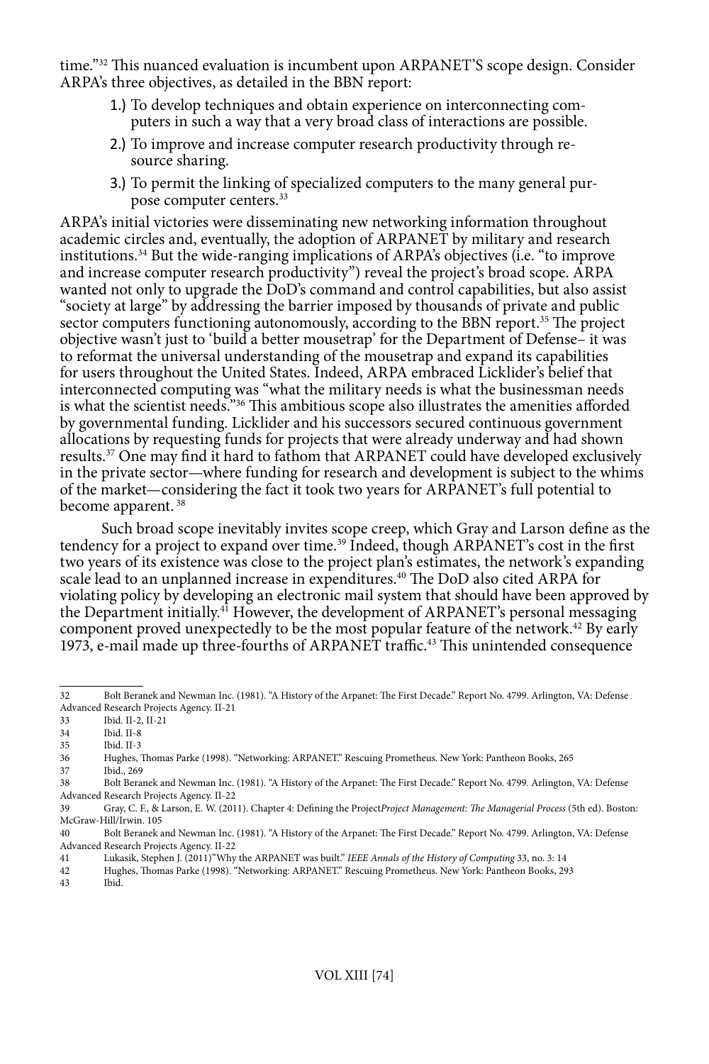time."[32] This nuanced evaluation is incumbent upon ARPANET'S scope design. Consider ARPA's three objectives, as detailed in the BBN report:

1.) To develop techniques and obtain experience on interconnecting computers in such a way that a very broad class of interactions are possible.
2.) To improve and increase computer research productivity through resource sharing.
3.) To permit the linking of specialized computers to the many general purpose computer centers.[33]

ARPA's initial victories were disseminating new networking information throughout academic circles and, eventually, the adoption of ARPANET by military and research institutions.[34] But the wide-ranging implications of ARPA's objectives (i.e. "to improve and increase computer research productivity") reveal the project's broad scope. ARPA wanted not only to upgrade the DoD's command and control capabilities, but also assist "society at large" by addressing the barrier imposed by thousands of private and public sector computers functioning autonomously, according to the BBN report.[35] The project objective wasn't just to 'build a better mousetrap' for the Department of Defense– it was to reformat the universal understanding of the mousetrap and expand its capabilities for users throughout the United States. Indeed, ARPA embraced Licklider's belief that interconnected computing was "what the military needs is what the businessman needs is what the scientist needs."[36] This ambitious scope also illustrates the amenities afforded by governmental funding. Licklider and his successors secured continuous government allocations by requesting funds for projects that were already underway and had shown results.[37] One may find it hard to fathom that ARPANET could have developed exclusively in the private sector—where funding for research and development is subject to the whims of the market—considering the fact it took two years for ARPANET's full potential to become apparent.[38]

Such broad scope inevitably invites scope creep, which Gray and Larson define as the tendency for a project to expand over time.[39] Indeed, though ARPANET's cost in the first two years of its existence was close to the project plan's estimates, the network's expanding scale lead to an unplanned increase in expenditures.[40] The DoD also cited ARPA for violating policy by developing an electronic mail system that should have been approved by the Department initially.[41] However, the development of ARPANET's personal messaging component proved unexpectedly to be the most popular feature of the network.[42] By early 1973, e-mail made up three-fourths of ARPANET traffic.[43] This unintended consequence

---

32 Bolt Beranek and Newman Inc. (1981). "A History of the Arpanet: The First Decade." Report No. 4799. Arlington, VA: Defense Advanced Research Projects Agency. II-21

33 Ibid. II-2, II-21

34 Ibid. II-8

35 Ibid. II-3

36 Hughes, Thomas Parke (1998). "Networking: ARPANET." Rescuing Prometheus. New York: Pantheon Books, 265

37 Ibid., 269

38 Bolt Beranek and Newman Inc. (1981). "A History of the Arpanet: The First Decade." Report No. 4799. Arlington, VA: Defense Advanced Research Projects Agency. II-22

39 Gray, C. F., & Larson, E. W. (2011). Chapter 4: Defining the Project*Project Management: The Managerial Process* (5th ed). Boston: McGraw-Hill/Irwin. 105

40 Bolt Beranek and Newman Inc. (1981). "A History of the Arpanet: The First Decade." Report No. 4799. Arlington, VA: Defense Advanced Research Projects Agency. II-22

41 Lukasik, Stephen J. (2011)"Why the ARPANET was built." *IEEE Annals of the History of Computing* 33, no. 3: 14

42 Hughes, Thomas Parke (1998). "Networking: ARPANET." Rescuing Prometheus. New York: Pantheon Books, 293

43 Ibid.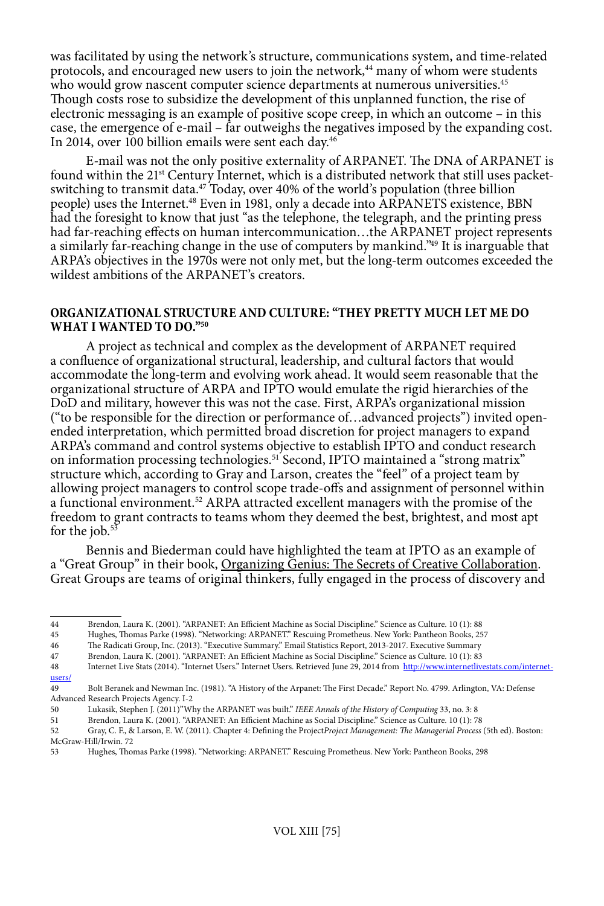was facilitated by using the network's structure, communications system, and time-related protocols, and encouraged new users to join the network,[44] many of whom were students who would grow nascent computer science departments at numerous universities.[45] Though costs rose to subsidize the development of this unplanned function, the rise of electronic messaging is an example of positive scope creep, in which an outcome – in this case, the emergence of e-mail – far outweighs the negatives imposed by the expanding cost. In 2014, over 100 billion emails were sent each day.[46]

E-mail was not the only positive externality of ARPANET. The DNA of ARPANET is found within the 21st Century Internet, which is a distributed network that still uses packet-switching to transmit data.[47] Today, over 40% of the world's population (three billion people) uses the Internet.[48] Even in 1981, only a decade into ARPANETS existence, BBN had the foresight to know that just "as the telephone, the telegraph, and the printing press had far-reaching effects on human intercommunication…the ARPANET project represents a similarly far-reaching change in the use of computers by mankind."[49] It is inarguable that ARPA's objectives in the 1970s were not only met, but the long-term outcomes exceeded the wildest ambitions of the ARPANET's creators.

## ORGANIZATIONAL STRUCTURE AND CULTURE: "THEY PRETTY MUCH LET ME DO WHAT I WANTED TO DO."[50]

A project as technical and complex as the development of ARPANET required a confluence of organizational structural, leadership, and cultural factors that would accommodate the long-term and evolving work ahead. It would seem reasonable that the organizational structure of ARPA and IPTO would emulate the rigid hierarchies of the DoD and military, however this was not the case. First, ARPA's organizational mission ("to be responsible for the direction or performance of…advanced projects") invited open-ended interpretation, which permitted broad discretion for project managers to expand ARPA's command and control systems objective to establish IPTO and conduct research on information processing technologies.[51] Second, IPTO maintained a "strong matrix" structure which, according to Gray and Larson, creates the "feel" of a project team by allowing project managers to control scope trade-offs and assignment of personnel within a functional environment.[52] ARPA attracted excellent managers with the promise of the freedom to grant contracts to teams whom they deemed the best, brightest, and most apt for the job.[53]

Bennis and Biederman could have highlighted the team at IPTO as an example of a "Great Group" in their book, Organizing Genius: The Secrets of Creative Collaboration. Great Groups are teams of original thinkers, fully engaged in the process of discovery and

---

44 Brendon, Laura K. (2001). "ARPANET: An Efficient Machine as Social Discipline." Science as Culture. 10 (1): 88

45 Hughes, Thomas Parke (1998). "Networking: ARPANET." Rescuing Prometheus. New York: Pantheon Books, 257

46 The Radicati Group, Inc. (2013). "Executive Summary." Email Statistics Report, 2013-2017. Executive Summary

47 Brendon, Laura K. (2001). "ARPANET: An Efficient Machine as Social Discipline." Science as Culture. 10 (1): 83

48 Internet Live Stats (2014). "Internet Users." Internet Users. Retrieved June 29, 2014 from http://www.internetlivestats.com/internet-users/

49 Bolt Beranek and Newman Inc. (1981). "A History of the Arpanet: The First Decade." Report No. 4799. Arlington, VA: Defense Advanced Research Projects Agency. I-2

50 Lukasik, Stephen J. (2011)"Why the ARPANET was built." *IEEE Annals of the History of Computing* 33, no. 3: 8

51 Brendon, Laura K. (2001). "ARPANET: An Efficient Machine as Social Discipline." Science as Culture. 10 (1): 78

52 Gray, C. F., & Larson, E. W. (2011). Chapter 4: Defining the Project*Project Management: The Managerial Process* (5th ed). Boston: McGraw-Hill/Irwin. 72

53 Hughes, Thomas Parke (1998). "Networking: ARPANET." Rescuing Prometheus. New York: Pantheon Books, 298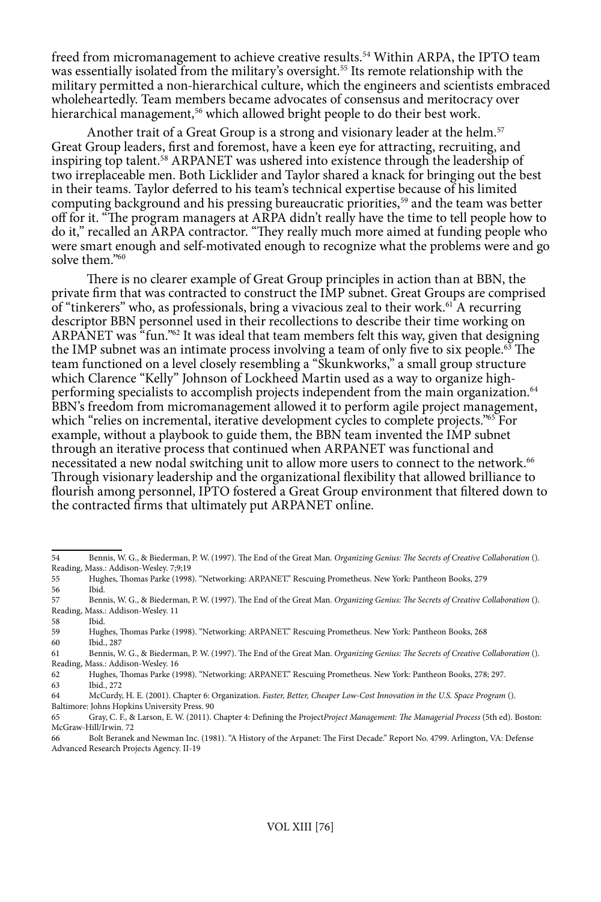freed from micromanagement to achieve creative results.[54] Within ARPA, the IPTO team was essentially isolated from the military's oversight.[55] Its remote relationship with the military permitted a non-hierarchical culture, which the engineers and scientists embraced wholeheartedly. Team members became advocates of consensus and meritocracy over hierarchical management,[56] which allowed bright people to do their best work.

Another trait of a Great Group is a strong and visionary leader at the helm.[57] Great Group leaders, first and foremost, have a keen eye for attracting, recruiting, and inspiring top talent.[58] ARPANET was ushered into existence through the leadership of two irreplaceable men. Both Licklider and Taylor shared a knack for bringing out the best in their teams. Taylor deferred to his team's technical expertise because of his limited computing background and his pressing bureaucratic priorities,[59] and the team was better off for it. "The program managers at ARPA didn't really have the time to tell people how to do it," recalled an ARPA contractor. "They really much more aimed at funding people who were smart enough and self-motivated enough to recognize what the problems were and go solve them."[60]

There is no clearer example of Great Group principles in action than at BBN, the private firm that was contracted to construct the IMP subnet. Great Groups are comprised of "tinkerers" who, as professionals, bring a vivacious zeal to their work.[61] A recurring descriptor BBN personnel used in their recollections to describe their time working on ARPANET was "fun."[62] It was ideal that team members felt this way, given that designing the IMP subnet was an intimate process involving a team of only five to six people.[63] The team functioned on a level closely resembling a "Skunkworks," a small group structure which Clarence "Kelly" Johnson of Lockheed Martin used as a way to organize high-performing specialists to accomplish projects independent from the main organization.[64] BBN's freedom from micromanagement allowed it to perform agile project management, which "relies on incremental, iterative development cycles to complete projects."[65] For example, without a playbook to guide them, the BBN team invented the IMP subnet through an iterative process that continued when ARPANET was functional and necessitated a new nodal switching unit to allow more users to connect to the network.[66] Through visionary leadership and the organizational flexibility that allowed brilliance to flourish among personnel, IPTO fostered a Great Group environment that filtered down to the contracted firms that ultimately put ARPANET online.

---

54 Bennis, W. G., & Biederman, P. W. (1997). The End of the Great Man. *Organizing Genius: The Secrets of Creative Collaboration* (). Reading, Mass.: Addison-Wesley. 7;9;19

55 Hughes, Thomas Parke (1998). "Networking: ARPANET." Rescuing Prometheus. New York: Pantheon Books, 279

56 Ibid.

57 Bennis, W. G., & Biederman, P. W. (1997). The End of the Great Man. *Organizing Genius: The Secrets of Creative Collaboration* (). Reading, Mass.: Addison-Wesley. 11

58 Ibid.

59 Hughes, Thomas Parke (1998). "Networking: ARPANET." Rescuing Prometheus. New York: Pantheon Books, 268

60 Ibid., 287

61 Bennis, W. G., & Biederman, P. W. (1997). The End of the Great Man. *Organizing Genius: The Secrets of Creative Collaboration* (). Reading, Mass.: Addison-Wesley. 16

62 Hughes, Thomas Parke (1998). "Networking: ARPANET." Rescuing Prometheus. New York: Pantheon Books, 278; 297.

63 Ibid., 272

64 McCurdy, H. E. (2001). Chapter 6: Organization. *Faster, Better, Cheaper Low-Cost Innovation in the U.S. Space Program* (). Baltimore: Johns Hopkins University Press. 90

65 Gray, C. F., & Larson, E. W. (2011). Chapter 4: Defining the Project*Project Management: The Managerial Process* (5th ed). Boston: McGraw-Hill/Irwin. 72

66 Bolt Beranek and Newman Inc. (1981). "A History of the Arpanet: The First Decade." Report No. 4799. Arlington, VA: Defense Advanced Research Projects Agency. II-19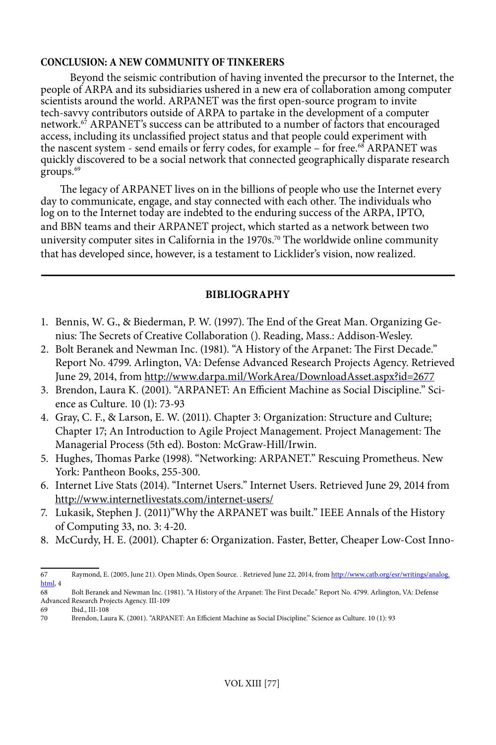## CONCLUSION: A NEW COMMUNITY OF TINKERERS

Beyond the seismic contribution of having invented the precursor to the Internet, the people of ARPA and its subsidiaries ushered in a new era of collaboration among computer scientists around the world. ARPANET was the first open-source program to invite tech-savvy contributors outside of ARPA to partake in the development of a computer network.[67] ARPANET's success can be attributed to a number of factors that encouraged access, including its unclassified project status and that people could experiment with the nascent system - send emails or ferry codes, for example – for free.[68] ARPANET was quickly discovered to be a social network that connected geographically disparate research groups.[69]

The legacy of ARPANET lives on in the billions of people who use the Internet every day to communicate, engage, and stay connected with each other. The individuals who log on to the Internet today are indebted to the enduring success of the ARPA, IPTO, and BBN teams and their ARPANET project, which started as a network between two university computer sites in California in the 1970s.[70] The worldwide online community that has developed since, however, is a testament to Licklider's vision, now realized.

---

## BIBLIOGRAPHY

1. Bennis, W. G., & Biederman, P. W. (1997). The End of the Great Man. Organizing Genius: The Secrets of Creative Collaboration (). Reading, Mass.: Addison-Wesley.
2. Bolt Beranek and Newman Inc. (1981). "A History of the Arpanet: The First Decade." Report No. 4799. Arlington, VA: Defense Advanced Research Projects Agency. Retrieved June 29, 2014, from http://www.darpa.mil/WorkArea/DownloadAsset.aspx?id=2677
3. Brendon, Laura K. (2001). "ARPANET: An Efficient Machine as Social Discipline." Science as Culture. 10 (1): 73-93
4. Gray, C. F., & Larson, E. W. (2011). Chapter 3: Organization: Structure and Culture; Chapter 17; An Introduction to Agile Project Management. Project Management: The Managerial Process (5th ed). Boston: McGraw-Hill/Irwin.
5. Hughes, Thomas Parke (1998). "Networking: ARPANET." Rescuing Prometheus. New York: Pantheon Books, 255-300.
6. Internet Live Stats (2014). "Internet Users." Internet Users. Retrieved June 29, 2014 from http://www.internetlivestats.com/internet-users/
7. Lukasik, Stephen J. (2011)"Why the ARPANET was built." IEEE Annals of the History of Computing 33, no. 3: 4-20.
8. McCurdy, H. E. (2001). Chapter 6: Organization. Faster, Better, Cheaper Low-Cost Inno-

---

67 Raymond, E. (2005, June 21). Open Minds, Open Source. . Retrieved June 22, 2014, from http://www.catb.org/esr/writings/analog.html, 4

68 Bolt Beranek and Newman Inc. (1981). "A History of the Arpanet: The First Decade." Report No. 4799. Arlington, VA: Defense Advanced Research Projects Agency. III-109

69 Ibid., III-108

70 Brendon, Laura K. (2001). "ARPANET: An Efficient Machine as Social Discipline." Science as Culture. 10 (1): 93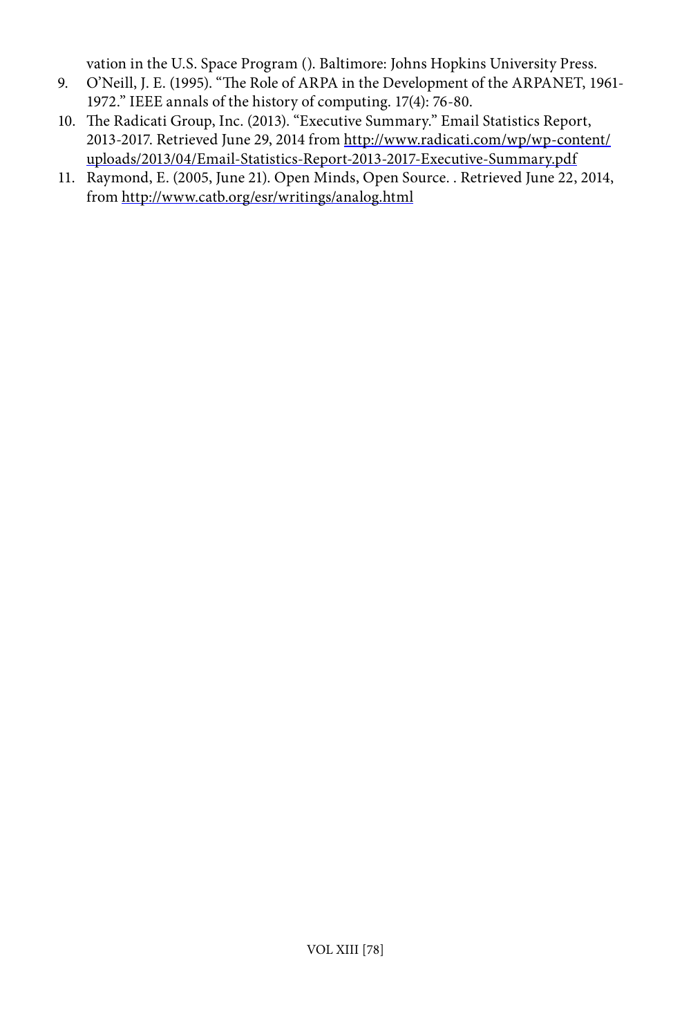vation in the U.S. Space Program (). Baltimore: Johns Hopkins University Press.

9. O'Neill, J. E. (1995). "The Role of ARPA in the Development of the ARPANET, 1961-1972." IEEE annals of the history of computing. 17(4): 76-80.
10. The Radicati Group, Inc. (2013). "Executive Summary." Email Statistics Report, 2013-2017. Retrieved June 29, 2014 from http://www.radicati.com/wp/wp-content/uploads/2013/04/Email-Statistics-Report-2013-2017-Executive-Summary.pdf
11. Raymond, E. (2005, June 21). Open Minds, Open Source. . Retrieved June 22, 2014, from http://www.catb.org/esr/writings/analog.html